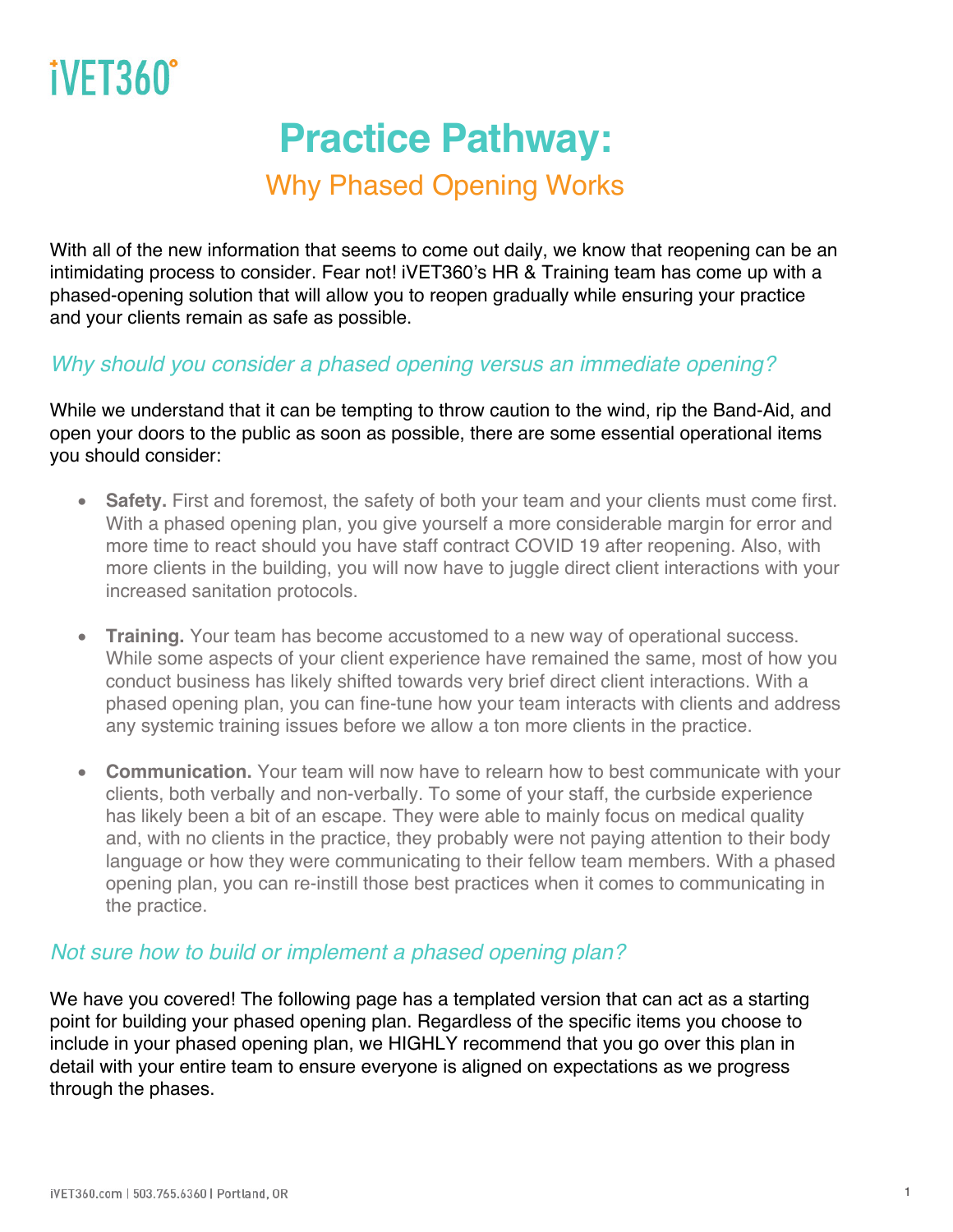iVET360°

# Practice Pathway:

## Why Phased Opening Works

With all of the new information that seems to come out daily, we know that reopening can be an intimidating process to consider. Fear not! iVET360's HR & Training team has come up with a phased-opening solution that will allow you to reopen gradually while ensuring your practice and your clients remain as safe as possible.

### *Why should you consider a phased opening versus an immediate opening?*

While we understand that it can be tempting to throw caution to the wind, rip the Band-Aid, and open your doors to the public as soon as possible, there are some essential operational items you should consider:

- **Safety.** First and foremost, the safety of both your team and your clients must come first. With a phased opening plan, you give yourself a more considerable margin for error and more time to react should you have staff contract COVID 19 after reopening. Also, with more clients in the building, you will now have to juggle direct client interactions with your increased sanitation protocols.

- **Training.** Your team has become accustomed to a new way of operational success. While some aspects of your client experience have remained the same, most of how you conduct business has likely shifted towards very brief direct client interactions. With a phased opening plan, you can fine-tune how your team interacts with clients and address any systemic training issues before we allow a ton more clients in the practice.

- **Communication.** Your team will now have to relearn how to best communicate with your clients, both verbally and non-verbally. To some of your staff, the curbside experience has likely been a bit of an escape. They were able to mainly focus on medical quality and, with no clients in the practice, they probably were not paying attention to their body language or how they were communicating to their fellow team members. With a phased opening plan, you can re-instill those best practices when it comes to communicating in the practice.

### *Not sure how to build or implement a phased opening plan?*

We have you covered! The following page has a templated version that can act as a starting point for building your phased opening plan. Regardless of the specific items you choose to include in your phased opening plan, we HIGHLY recommend that you go over this plan in detail with your entire team to ensure everyone is aligned on expectations as we progress through the phases.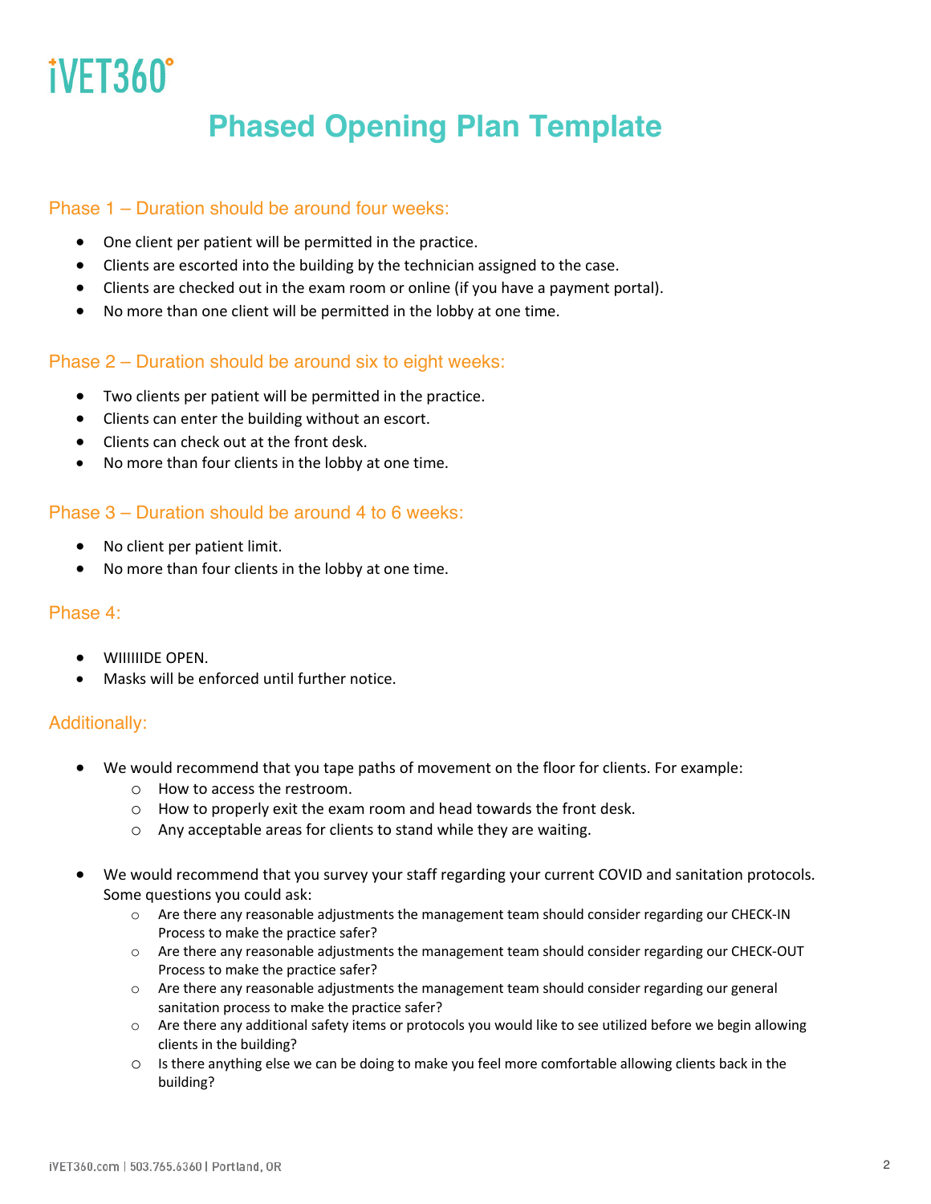iVET360°

# Phased Opening Plan Template

## Phase 1 – Duration should be around four weeks:

- One client per patient will be permitted in the practice.
- Clients are escorted into the building by the technician assigned to the case.
- Clients are checked out in the exam room or online (if you have a payment portal).
- No more than one client will be permitted in the lobby at one time.

## Phase 2 – Duration should be around six to eight weeks:

- Two clients per patient will be permitted in the practice.
- Clients can enter the building without an escort.
- Clients can check out at the front desk.
- No more than four clients in the lobby at one time.

## Phase 3 – Duration should be around 4 to 6 weeks:

- No client per patient limit.
- No more than four clients in the lobby at one time.

## Phase 4:

- WIIIIIIDE OPEN.
- Masks will be enforced until further notice.

## Additionally:

- We would recommend that you tape paths of movement on the floor for clients. For example:
  - How to access the restroom.
  - How to properly exit the exam room and head towards the front desk.
  - Any acceptable areas for clients to stand while they are waiting.

- We would recommend that you survey your staff regarding your current COVID and sanitation protocols. Some questions you could ask:
  - Are there any reasonable adjustments the management team should consider regarding our CHECK-IN Process to make the practice safer?
  - Are there any reasonable adjustments the management team should consider regarding our CHECK-OUT Process to make the practice safer?
  - Are there any reasonable adjustments the management team should consider regarding our general sanitation process to make the practice safer?
  - Are there any additional safety items or protocols you would like to see utilized before we begin allowing clients in the building?
  - Is there anything else we can be doing to make you feel more comfortable allowing clients back in the building?